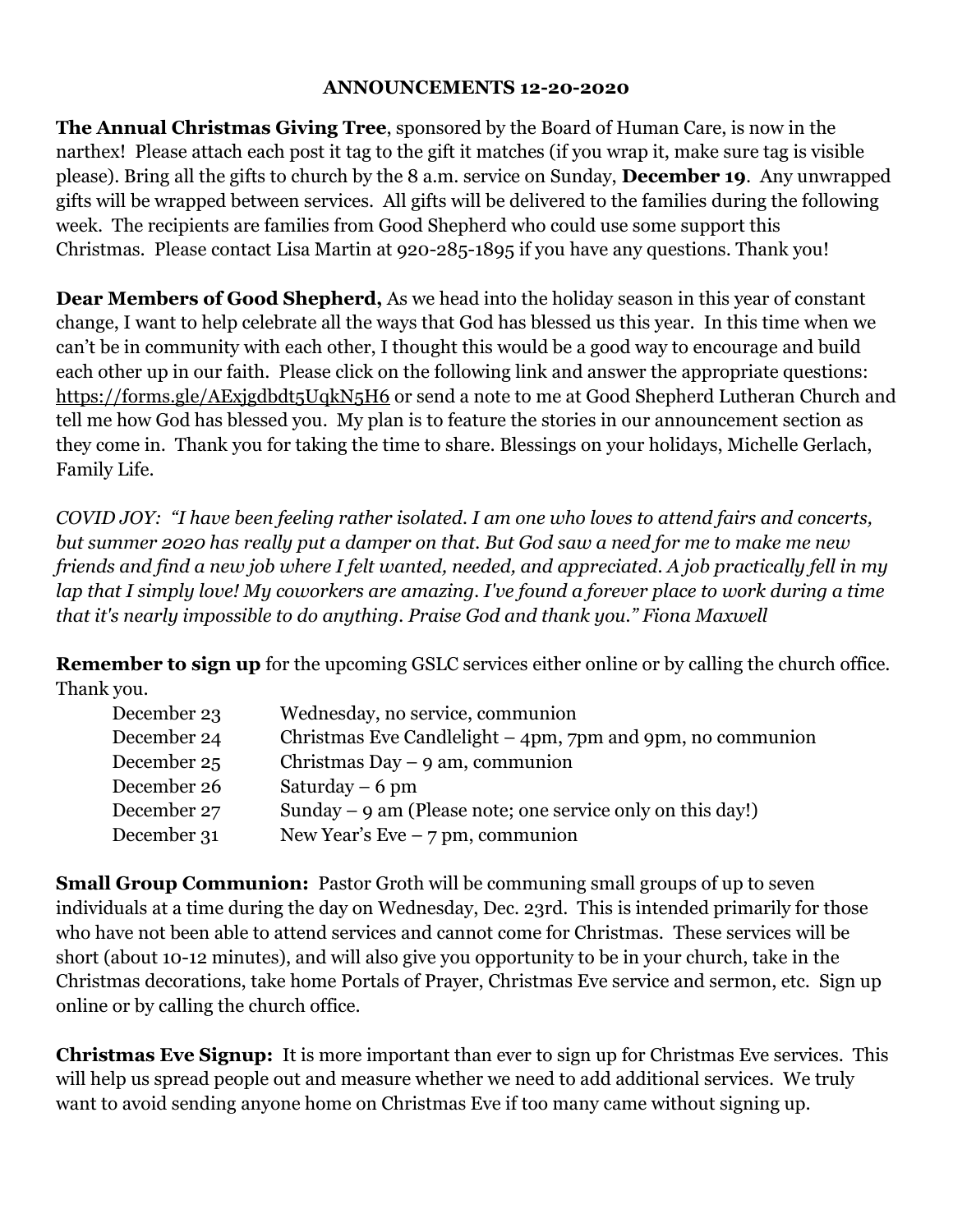**ANNOUNCEMENTS 12-20-2020**

**The Annual Christmas Giving Tree**, sponsored by the Board of Human Care, is now in the narthex! Please attach each post it tag to the gift it matches (if you wrap it, make sure tag is visible please). Bring all the gifts to church by the 8 a.m. service on Sunday, **December 19**. Any unwrapped gifts will be wrapped between services. All gifts will be delivered to the families during the following week. The recipients are families from Good Shepherd who could use some support this Christmas. Please contact Lisa Martin at 920-285-1895 if you have any questions. Thank you!

**Dear Members of Good Shepherd,** As we head into the holiday season in this year of constant change, I want to help celebrate all the ways that God has blessed us this year. In this time when we can't be in community with each other, I thought this would be a good way to encourage and build each other up in our faith. Please click on the following link and answer the appropriate questions: https://forms.gle/AExjgdbdt5UqkN5H6 or send a note to me at Good Shepherd Lutheran Church and tell me how God has blessed you. My plan is to feature the stories in our announcement section as they come in. Thank you for taking the time to share. Blessings on your holidays, Michelle Gerlach, Family Life.

*COVID JOY: "I have been feeling rather isolated. I am one who loves to attend fairs and concerts, but summer 2020 has really put a damper on that. But God saw a need for me to make me new friends and find a new job where I felt wanted, needed, and appreciated. A job practically fell in my lap that I simply love! My coworkers are amazing. I've found a forever place to work during a time that it's nearly impossible to do anything. Praise God and thank you." Fiona Maxwell*

**Remember to sign up** for the upcoming GSLC services either online or by calling the church office. Thank you.

| | |
|---|---|
| December 23 | Wednesday, no service, communion |
| December 24 | Christmas Eve Candlelight – 4pm, 7pm and 9pm, no communion |
| December 25 | Christmas Day – 9 am, communion |
| December 26 | Saturday – 6 pm |
| December 27 | Sunday – 9 am (Please note; one service only on this day!) |
| December 31 | New Year's Eve – 7 pm, communion |

**Small Group Communion:** Pastor Groth will be communing small groups of up to seven individuals at a time during the day on Wednesday, Dec. 23rd. This is intended primarily for those who have not been able to attend services and cannot come for Christmas. These services will be short (about 10-12 minutes), and will also give you opportunity to be in your church, take in the Christmas decorations, take home Portals of Prayer, Christmas Eve service and sermon, etc. Sign up online or by calling the church office.

**Christmas Eve Signup:** It is more important than ever to sign up for Christmas Eve services. This will help us spread people out and measure whether we need to add additional services. We truly want to avoid sending anyone home on Christmas Eve if too many came without signing up.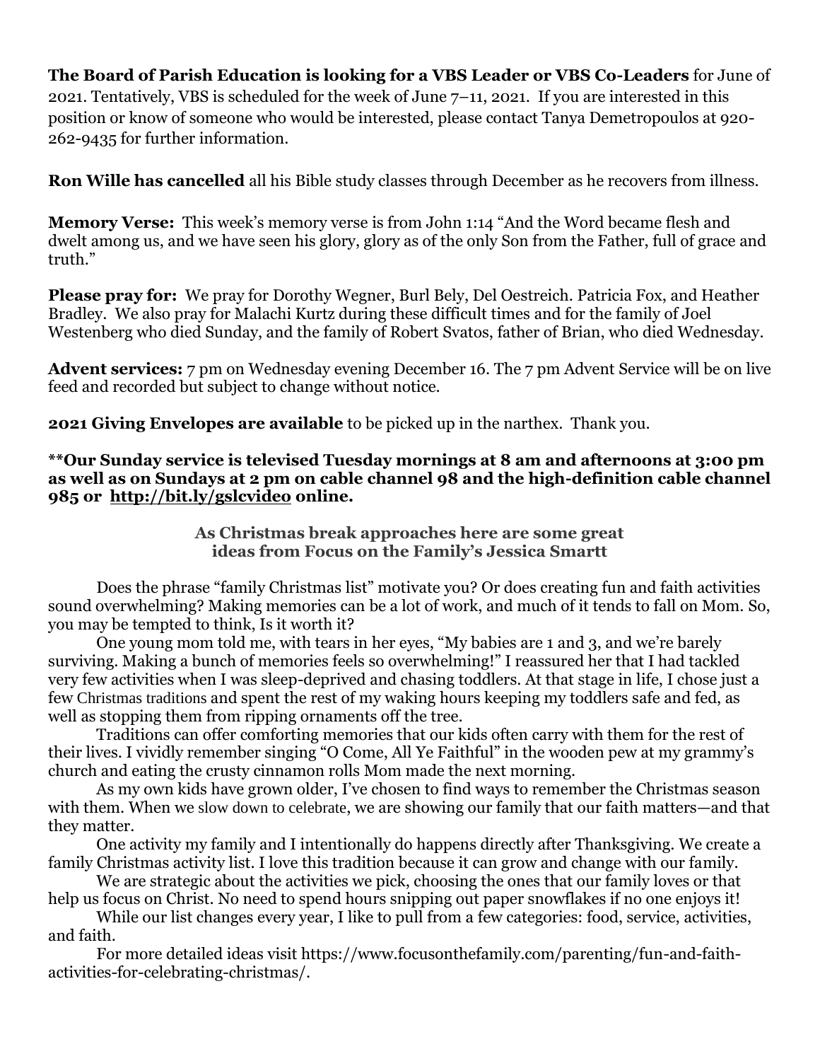**The Board of Parish Education is looking for a VBS Leader or VBS Co-Leaders** for June of 2021. Tentatively, VBS is scheduled for the week of June 7–11, 2021. If you are interested in this position or know of someone who would be interested, please contact Tanya Demetropoulos at 920-262-9435 for further information.

**Ron Wille has cancelled** all his Bible study classes through December as he recovers from illness.

**Memory Verse:** This week's memory verse is from John 1:14 "And the Word became flesh and dwelt among us, and we have seen his glory, glory as of the only Son from the Father, full of grace and truth."

**Please pray for:** We pray for Dorothy Wegner, Burl Bely, Del Oestreich. Patricia Fox, and Heather Bradley. We also pray for Malachi Kurtz during these difficult times and for the family of Joel Westenberg who died Sunday, and the family of Robert Svatos, father of Brian, who died Wednesday.

**Advent services:** 7 pm on Wednesday evening December 16. The 7 pm Advent Service will be on live feed and recorded but subject to change without notice.

**2021 Giving Envelopes are available** to be picked up in the narthex. Thank you.

**\*\*Our Sunday service is televised Tuesday mornings at 8 am and afternoons at 3:00 pm as well as on Sundays at 2 pm on cable channel 98 and the high-definition cable channel 985 or http://bit.ly/gslcvideo online.**

### As Christmas break approaches here are some great ideas from Focus on the Family's Jessica Smartt

Does the phrase "family Christmas list" motivate you? Or does creating fun and faith activities sound overwhelming? Making memories can be a lot of work, and much of it tends to fall on Mom. So, you may be tempted to think, Is it worth it?

One young mom told me, with tears in her eyes, "My babies are 1 and 3, and we're barely surviving. Making a bunch of memories feels so overwhelming!" I reassured her that I had tackled very few activities when I was sleep-deprived and chasing toddlers. At that stage in life, I chose just a few Christmas traditions and spent the rest of my waking hours keeping my toddlers safe and fed, as well as stopping them from ripping ornaments off the tree.

Traditions can offer comforting memories that our kids often carry with them for the rest of their lives. I vividly remember singing "O Come, All Ye Faithful" in the wooden pew at my grammy's church and eating the crusty cinnamon rolls Mom made the next morning.

As my own kids have grown older, I've chosen to find ways to remember the Christmas season with them. When we slow down to celebrate, we are showing our family that our faith matters—and that they matter.

One activity my family and I intentionally do happens directly after Thanksgiving. We create a family Christmas activity list. I love this tradition because it can grow and change with our family.

We are strategic about the activities we pick, choosing the ones that our family loves or that help us focus on Christ. No need to spend hours snipping out paper snowflakes if no one enjoys it!

While our list changes every year, I like to pull from a few categories: food, service, activities, and faith.

For more detailed ideas visit https://www.focusonthefamily.com/parenting/fun-and-faith-activities-for-celebrating-christmas/.